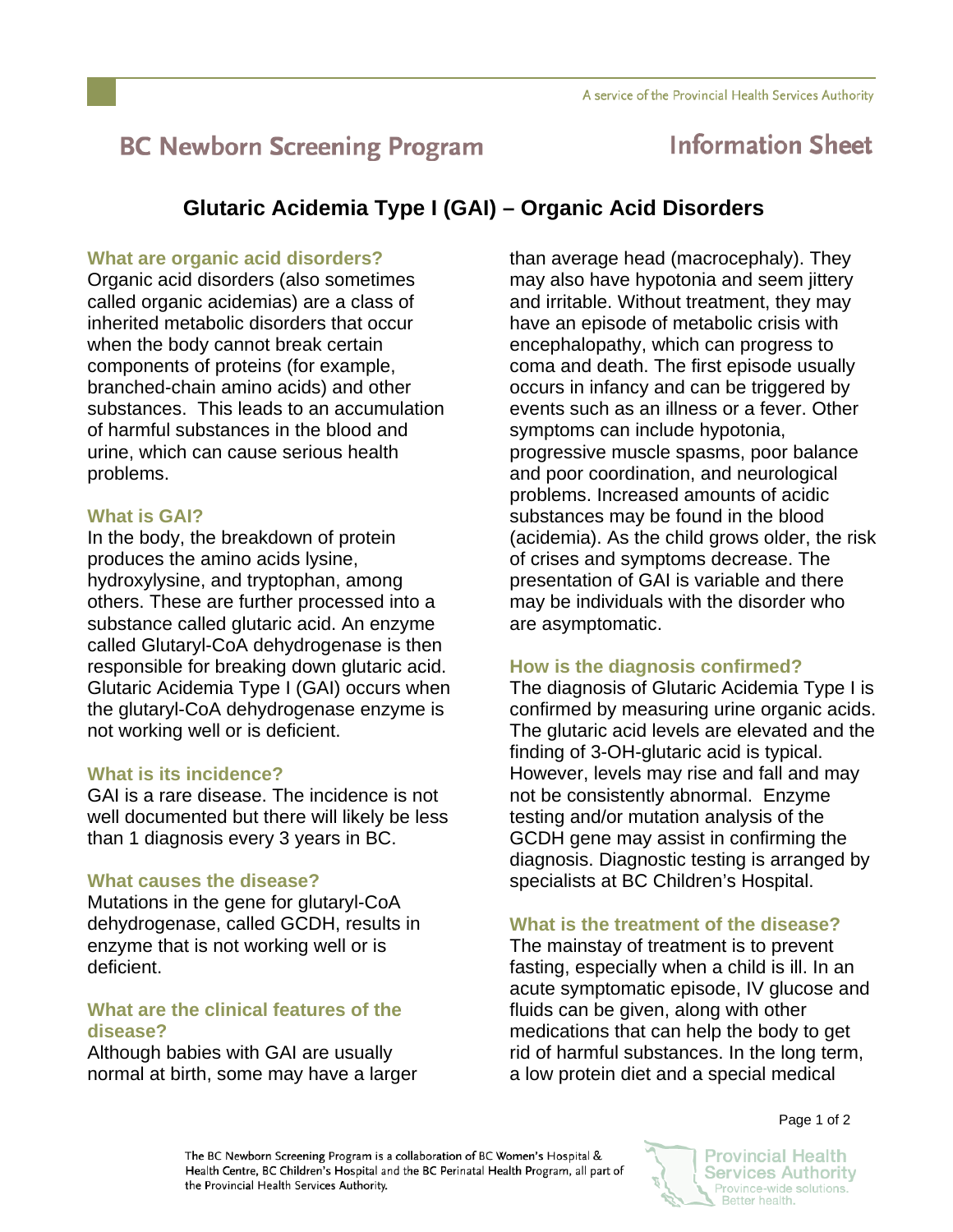# BC Newborn Screening Program — Information Sheet

## Glutaric Acidemia Type I (GAI) – Organic Acid Disorders

### What are organic acid disorders?

Organic acid disorders (also sometimes called organic acidemias) are a class of inherited metabolic disorders that occur when the body cannot break certain components of proteins (for example, branched-chain amino acids) and other substances. This leads to an accumulation of harmful substances in the blood and urine, which can cause serious health problems.

### What is GAI?

In the body, the breakdown of protein produces the amino acids lysine, hydroxylysine, and tryptophan, among others. These are further processed into a substance called glutaric acid. An enzyme called Glutaryl-CoA dehydrogenase is then responsible for breaking down glutaric acid. Glutaric Acidemia Type I (GAI) occurs when the glutaryl-CoA dehydrogenase enzyme is not working well or is deficient.

### What is its incidence?

GAI is a rare disease. The incidence is not well documented but there will likely be less than 1 diagnosis every 3 years in BC.

### What causes the disease?

Mutations in the gene for glutaryl-CoA dehydrogenase, called GCDH, results in enzyme that is not working well or is deficient.

### What are the clinical features of the disease?

Although babies with GAI are usually normal at birth, some may have a larger than average head (macrocephaly). They may also have hypotonia and seem jittery and irritable. Without treatment, they may have an episode of metabolic crisis with encephalopathy, which can progress to coma and death. The first episode usually occurs in infancy and can be triggered by events such as an illness or a fever. Other symptoms can include hypotonia, progressive muscle spasms, poor balance and poor coordination, and neurological problems. Increased amounts of acidic substances may be found in the blood (acidemia). As the child grows older, the risk of crises and symptoms decrease. The presentation of GAI is variable and there may be individuals with the disorder who are asymptomatic.

### How is the diagnosis confirmed?

The diagnosis of Glutaric Acidemia Type I is confirmed by measuring urine organic acids. The glutaric acid levels are elevated and the finding of 3-OH-glutaric acid is typical. However, levels may rise and fall and may not be consistently abnormal. Enzyme testing and/or mutation analysis of the GCDH gene may assist in confirming the diagnosis. Diagnostic testing is arranged by specialists at BC Children's Hospital.

### What is the treatment of the disease?

The mainstay of treatment is to prevent fasting, especially when a child is ill. In an acute symptomatic episode, IV glucose and fluids can be given, along with other medications that can help the body to get rid of harmful substances. In the long term, a low protein diet and a special medical

The BC Newborn Screening Program is a collaboration of BC Women's Hospital & Health Centre, BC Children's Hospital and the BC Perinatal Health Program, all part of the Provincial Health Services Authority.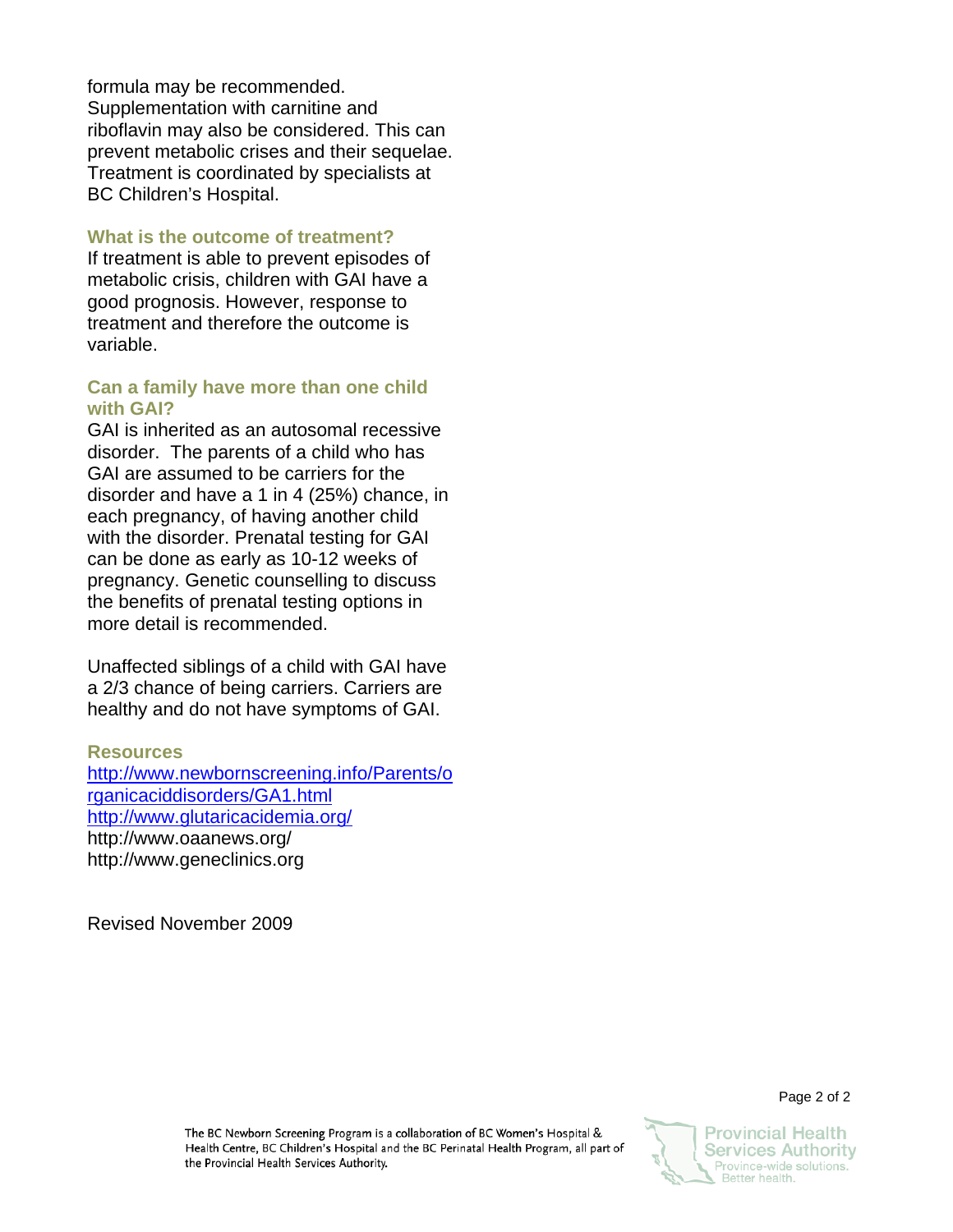formula may be recommended. Supplementation with carnitine and riboflavin may also be considered. This can prevent metabolic crises and their sequelae. Treatment is coordinated by specialists at BC Children's Hospital.

## What is the outcome of treatment?

If treatment is able to prevent episodes of metabolic crisis, children with GAI have a good prognosis. However, response to treatment and therefore the outcome is variable.

## Can a family have more than one child with GAI?

GAI is inherited as an autosomal recessive disorder. The parents of a child who has GAI are assumed to be carriers for the disorder and have a 1 in 4 (25%) chance, in each pregnancy, of having another child with the disorder. Prenatal testing for GAI can be done as early as 10-12 weeks of pregnancy. Genetic counselling to discuss the benefits of prenatal testing options in more detail is recommended.

Unaffected siblings of a child with GAI have a 2/3 chance of being carriers. Carriers are healthy and do not have symptoms of GAI.

## Resources

[http://www.newbornscreening.info/Parents/organicaciddisorders/GA1.html](http://www.newbornscreening.info/Parents/organicaciddisorders/GA1.html)
[http://www.glutaricacidemia.org/](http://www.glutaricacidemia.org/)
http://www.oaanews.org/
http://www.geneclinics.org

Revised November 2009

The BC Newborn Screening Program is a collaboration of BC Women's Hospital & Health Centre, BC Children's Hospital and the BC Perinatal Health Program, all part of the Provincial Health Services Authority.

Provincial Health Services Authority
Province-wide solutions. Better health.